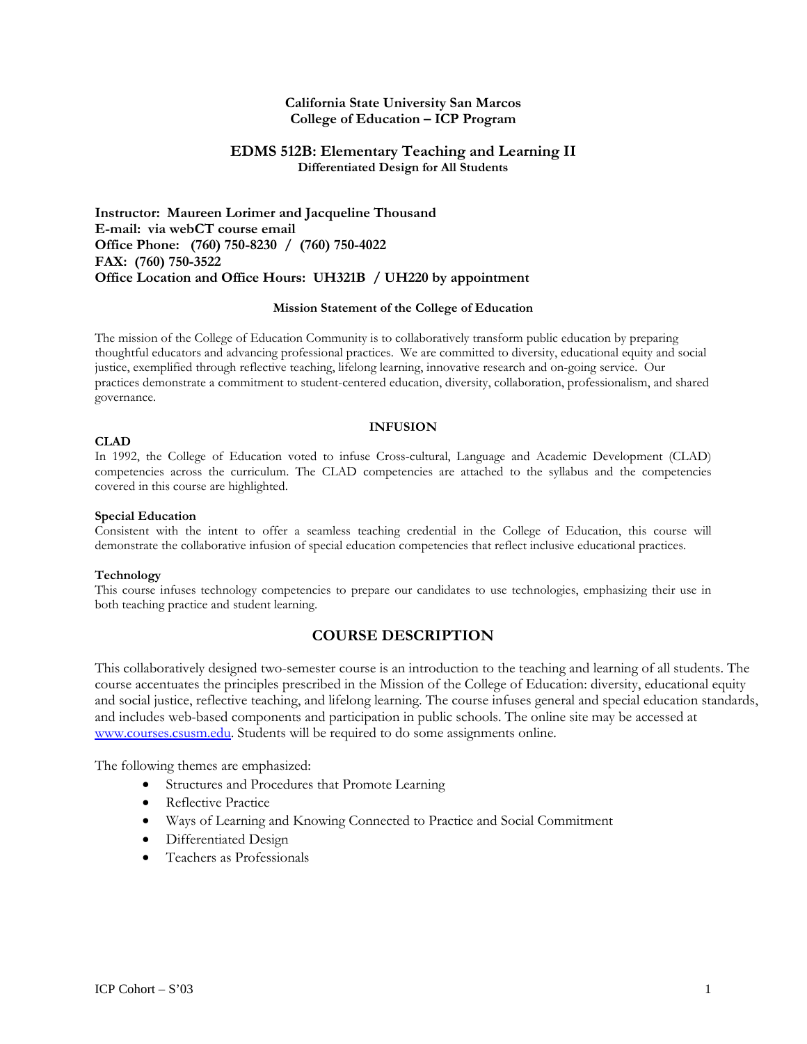**California State University San Marcos**
**College of Education – ICP Program**

# EDMS 512B: Elementary Teaching and Learning II

**Differentiated Design for All Students**

**Instructor: Maureen Lorimer and Jacqueline Thousand**
**E-mail: via webCT course email**
**Office Phone: (760) 750-8230 / (760) 750-4022**
**FAX: (760) 750-3522**
**Office Location and Office Hours: UH321B / UH220 by appointment**

#### Mission Statement of the College of Education

The mission of the College of Education Community is to collaboratively transform public education by preparing thoughtful educators and advancing professional practices. We are committed to diversity, educational equity and social justice, exemplified through reflective teaching, lifelong learning, innovative research and on-going service. Our practices demonstrate a commitment to student-centered education, diversity, collaboration, professionalism, and shared governance.

#### INFUSION

**CLAD**

In 1992, the College of Education voted to infuse Cross-cultural, Language and Academic Development (CLAD) competencies across the curriculum. The CLAD competencies are attached to the syllabus and the competencies covered in this course are highlighted.

**Special Education**

Consistent with the intent to offer a seamless teaching credential in the College of Education, this course will demonstrate the collaborative infusion of special education competencies that reflect inclusive educational practices.

**Technology**

This course infuses technology competencies to prepare our candidates to use technologies, emphasizing their use in both teaching practice and student learning.

## COURSE DESCRIPTION

This collaboratively designed two-semester course is an introduction to the teaching and learning of all students. The course accentuates the principles prescribed in the Mission of the College of Education: diversity, educational equity and social justice, reflective teaching, and lifelong learning. The course infuses general and special education standards, and includes web-based components and participation in public schools. The online site may be accessed at www.courses.csusm.edu. Students will be required to do some assignments online.

The following themes are emphasized:

- Structures and Procedures that Promote Learning
- Reflective Practice
- Ways of Learning and Knowing Connected to Practice and Social Commitment
- Differentiated Design
- Teachers as Professionals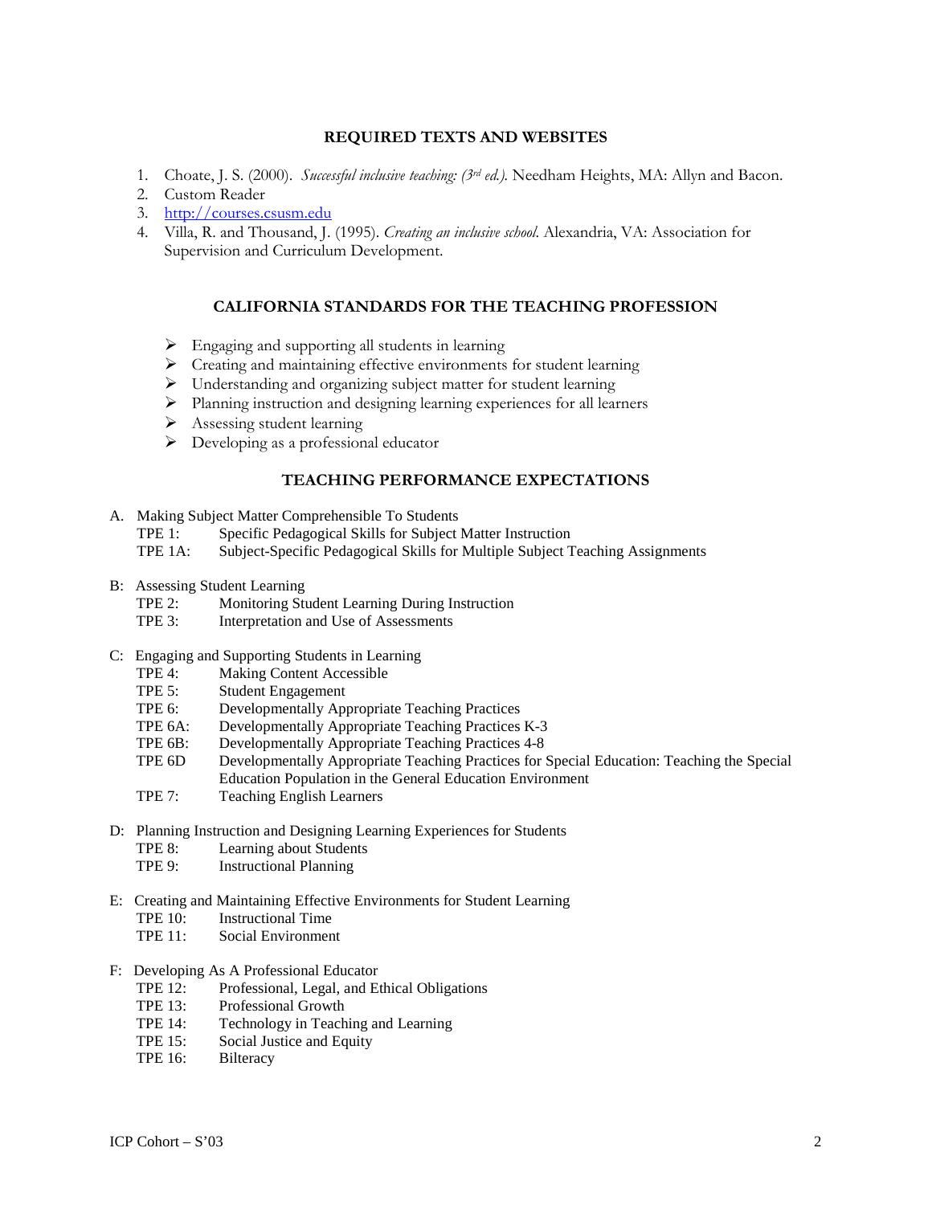## REQUIRED TEXTS AND WEBSITES

1. Choate, J. S. (2000). *Successful inclusive teaching: (3rd ed.).* Needham Heights, MA: Allyn and Bacon.
2. Custom Reader
3. http://courses.csusm.edu
4. Villa, R. and Thousand, J. (1995). *Creating an inclusive school.* Alexandria, VA: Association for Supervision and Curriculum Development.

## CALIFORNIA STANDARDS FOR THE TEACHING PROFESSION

- Engaging and supporting all students in learning
- Creating and maintaining effective environments for student learning
- Understanding and organizing subject matter for student learning
- Planning instruction and designing learning experiences for all learners
- Assessing student learning
- Developing as a professional educator

## TEACHING PERFORMANCE EXPECTATIONS

A. Making Subject Matter Comprehensible To Students
- TPE 1: Specific Pedagogical Skills for Subject Matter Instruction
- TPE 1A: Subject-Specific Pedagogical Skills for Multiple Subject Teaching Assignments

B: Assessing Student Learning
- TPE 2: Monitoring Student Learning During Instruction
- TPE 3: Interpretation and Use of Assessments

C: Engaging and Supporting Students in Learning
- TPE 4: Making Content Accessible
- TPE 5: Student Engagement
- TPE 6: Developmentally Appropriate Teaching Practices
- TPE 6A: Developmentally Appropriate Teaching Practices K-3
- TPE 6B: Developmentally Appropriate Teaching Practices 4-8
- TPE 6D Developmentally Appropriate Teaching Practices for Special Education: Teaching the Special Education Population in the General Education Environment
- TPE 7: Teaching English Learners

D: Planning Instruction and Designing Learning Experiences for Students
- TPE 8: Learning about Students
- TPE 9: Instructional Planning

E: Creating and Maintaining Effective Environments for Student Learning
- TPE 10: Instructional Time
- TPE 11: Social Environment

F: Developing As A Professional Educator
- TPE 12: Professional, Legal, and Ethical Obligations
- TPE 13: Professional Growth
- TPE 14: Technology in Teaching and Learning
- TPE 15: Social Justice and Equity
- TPE 16: Bilteracy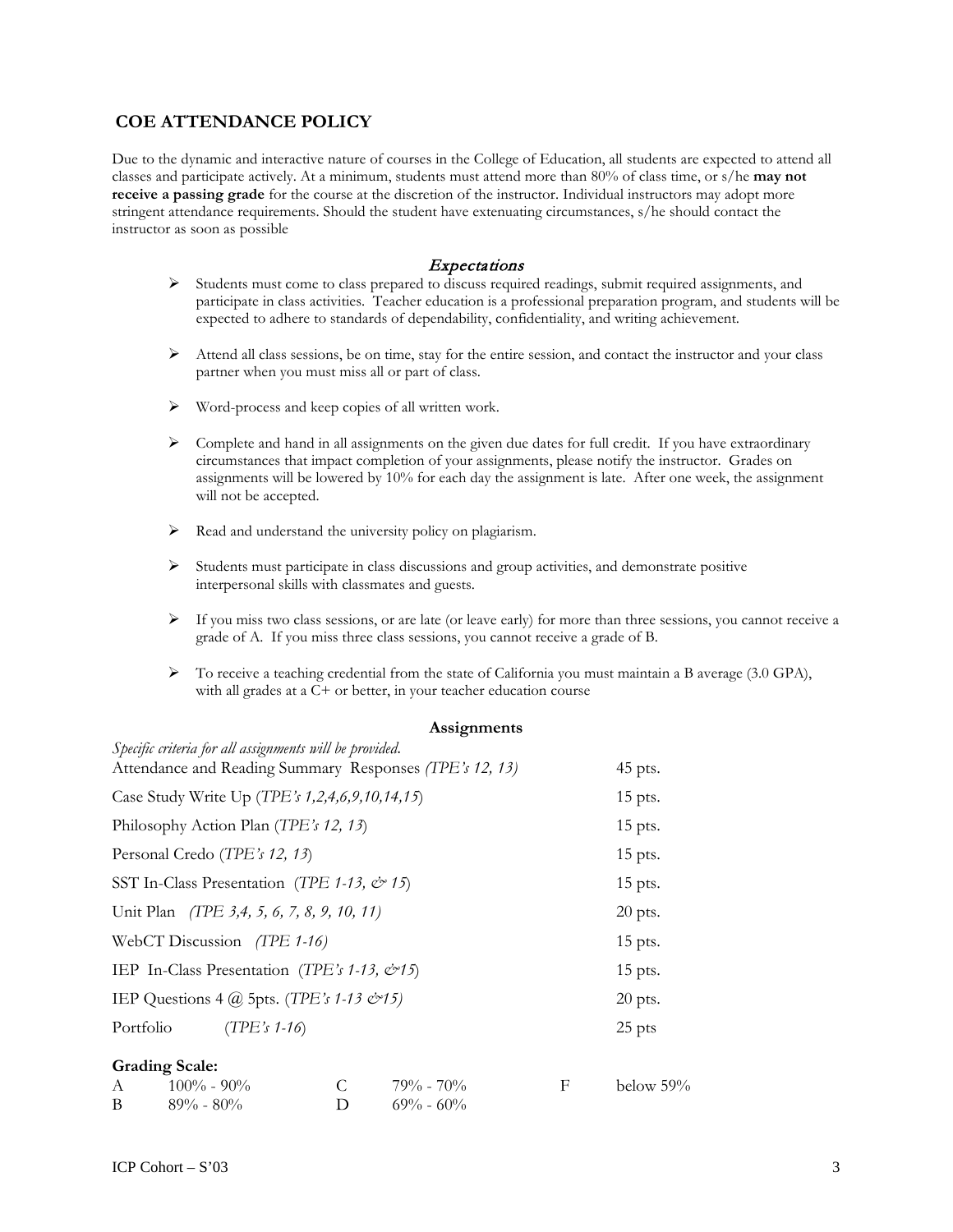## COE ATTENDANCE POLICY

Due to the dynamic and interactive nature of courses in the College of Education, all students are expected to attend all classes and participate actively. At a minimum, students must attend more than 80% of class time, or s/he **may not receive a passing grade** for the course at the discretion of the instructor. Individual instructors may adopt more stringent attendance requirements. Should the student have extenuating circumstances, s/he should contact the instructor as soon as possible

### *Expectations*

- Students must come to class prepared to discuss required readings, submit required assignments, and participate in class activities. Teacher education is a professional preparation program, and students will be expected to adhere to standards of dependability, confidentiality, and writing achievement.
- Attend all class sessions, be on time, stay for the entire session, and contact the instructor and your class partner when you must miss all or part of class.
- Word-process and keep copies of all written work.
- Complete and hand in all assignments on the given due dates for full credit. If you have extraordinary circumstances that impact completion of your assignments, please notify the instructor. Grades on assignments will be lowered by 10% for each day the assignment is late. After one week, the assignment will not be accepted.
- Read and understand the university policy on plagiarism.
- Students must participate in class discussions and group activities, and demonstrate positive interpersonal skills with classmates and guests.
- If you miss two class sessions, or are late (or leave early) for more than three sessions, you cannot receive a grade of A. If you miss three class sessions, you cannot receive a grade of B.
- To receive a teaching credential from the state of California you must maintain a B average (3.0 GPA), with all grades at a C+ or better, in your teacher education course

### Assignments

*Specific criteria for all assignments will be provided.*

| | |
|---|---|
| Attendance and Reading Summary Responses *(TPE's 12, 13)* | 45 pts. |
| Case Study Write Up (*TPE's 1,2,4,6,9,10,14,15*) | 15 pts. |
| Philosophy Action Plan (*TPE's 12, 13*) | 15 pts. |
| Personal Credo (*TPE's 12, 13*) | 15 pts. |
| SST In-Class Presentation (*TPE 1-13, & 15*) | 15 pts. |
| Unit Plan *(TPE 3,4, 5, 6, 7, 8, 9, 10, 11)* | 20 pts. |
| WebCT Discussion *(TPE 1-16)* | 15 pts. |
| IEP In-Class Presentation (*TPE's 1-13, &15*) | 15 pts. |
| IEP Questions 4 @ 5pts. (*TPE's 1-13 &15)* | 20 pts. |
| Portfolio (*TPE's 1-16*) | 25 pts |

**Grading Scale:**

| | | | | | |
|---|---|---|---|---|---|
| A | 100% - 90% | C | 79% - 70% | F | below 59% |
| B | 89% - 80% | D | 69% - 60% | | |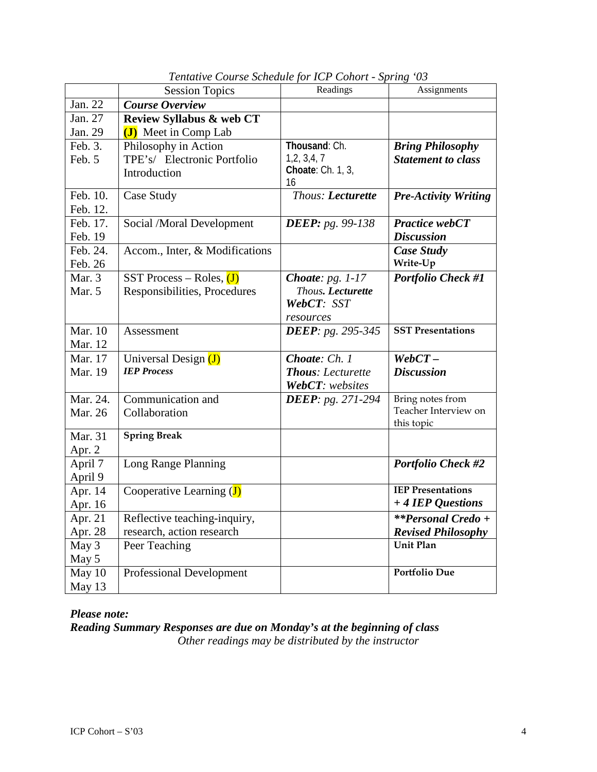*Tentative Course Schedule for ICP Cohort - Spring '03*

| | Session Topics | Readings | Assignments |
|---|---|---|---|
| Jan. 22 | ***Course Overview*** | | |
| Jan. 27<br>Jan. 29 | **Review Syllabus & web CT**<br>**(J)** Meet in Comp Lab | | |
| Feb. 3.<br>Feb. 5 | Philosophy in Action<br>TPE's/ Electronic Portfolio Introduction | **Thousand**: Ch. 1,2, 3,4, 7<br>**Choate**: Ch. 1, 3, 16 | ***Bring Philosophy Statement to class*** |
| Feb. 10.<br>Feb. 12. | Case Study | *Thous:* ***Lecturette*** | ***Pre-Activity Writing*** |
| Feb. 17.<br>Feb. 19 | Social /Moral Development | ***DEEP:*** *pg. 99-138* | ***Practice webCT Discussion*** |
| Feb. 24.<br>Feb. 26 | Accom., Inter, & Modifications | | ***Case Study*** **Write-Up** |
| Mar. 3<br>Mar. 5 | SST Process – Roles, (J)<br>Responsibilities, Procedures | ***Choate****: pg. 1-17*<br>*Thous.* ***Lecturette***<br>***WebCT****: SST resources* | ***Portfolio Check #1*** |
| Mar. 10<br>Mar. 12 | Assessment | ***DEEP****: pg. 295-345* | **SST Presentations** |
| Mar. 17<br>Mar. 19 | Universal Design (J)<br>***IEP Process*** | ***Choate****: Ch. 1*<br>***Thous****: Lecturette*<br>***WebCT****: websites* | ***WebCT – Discussion*** |
| Mar. 24.<br>Mar. 26 | Communication and Collaboration | ***DEEP****: pg. 271-294* | Bring notes from Teacher Interview on this topic |
| Mar. 31<br>Apr. 2 | **Spring Break** | | |
| April 7<br>April 9 | Long Range Planning | | ***Portfolio Check #2*** |
| Apr. 14<br>Apr. 16 | Cooperative Learning (J) | | **IEP Presentations**<br>***+ 4 IEP Questions*** |
| Apr. 21<br>Apr. 28 | Reflective teaching-inquiry, research, action research | | ***\*\*Personal Credo + Revised Philosophy*** |
| May 3<br>May 5 | Peer Teaching | | **Unit Plan** |
| May 10<br>May 13 | Professional Development | | **Portfolio Due** |

***Please note:***

***Reading Summary Responses are due on Monday's at the beginning of class***

*Other readings may be distributed by the instructor*